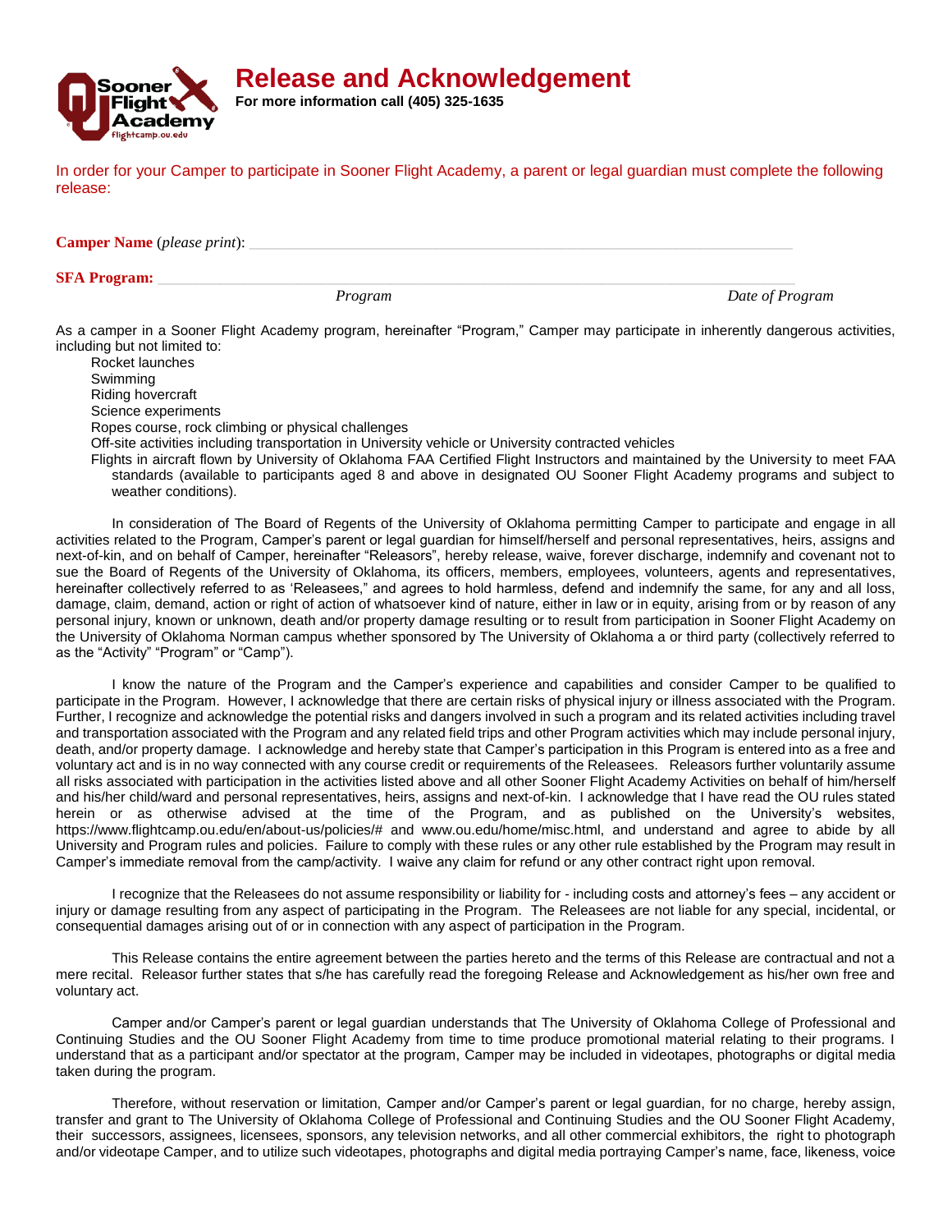# Release and Acknowledgement

**For more information call (405) 325-1635**

In order for your Camper to participate in Sooner Flight Academy, a parent or legal guardian must complete the following release:

**Camper Name** (*please print*): ____________________________________________

**SFA Program:** ____________________________________________

*Program* *Date of Program*

As a camper in a Sooner Flight Academy program, hereinafter "Program," Camper may participate in inherently dangerous activities, including but not limited to:

- Rocket launches
- Swimming
- Riding hovercraft
- Science experiments
- Ropes course, rock climbing or physical challenges
- Off-site activities including transportation in University vehicle or University contracted vehicles
- Flights in aircraft flown by University of Oklahoma FAA Certified Flight Instructors and maintained by the University to meet FAA standards (available to participants aged 8 and above in designated OU Sooner Flight Academy programs and subject to weather conditions).

In consideration of The Board of Regents of the University of Oklahoma permitting Camper to participate and engage in all activities related to the Program, Camper's parent or legal guardian for himself/herself and personal representatives, heirs, assigns and next-of-kin, and on behalf of Camper, hereinafter "Releasors", hereby release, waive, forever discharge, indemnify and covenant not to sue the Board of Regents of the University of Oklahoma, its officers, members, employees, volunteers, agents and representatives, hereinafter collectively referred to as 'Releasees," and agrees to hold harmless, defend and indemnify the same, for any and all loss, damage, claim, demand, action or right of action of whatsoever kind of nature, either in law or in equity, arising from or by reason of any personal injury, known or unknown, death and/or property damage resulting or to result from participation in Sooner Flight Academy on the University of Oklahoma Norman campus whether sponsored by The University of Oklahoma a or third party (collectively referred to as the "Activity" "Program" or "Camp").

I know the nature of the Program and the Camper's experience and capabilities and consider Camper to be qualified to participate in the Program. However, I acknowledge that there are certain risks of physical injury or illness associated with the Program. Further, I recognize and acknowledge the potential risks and dangers involved in such a program and its related activities including travel and transportation associated with the Program and any related field trips and other Program activities which may include personal injury, death, and/or property damage. I acknowledge and hereby state that Camper's participation in this Program is entered into as a free and voluntary act and is in no way connected with any course credit or requirements of the Releasees. Releasors further voluntarily assume all risks associated with participation in the activities listed above and all other Sooner Flight Academy Activities on behalf of him/herself and his/her child/ward and personal representatives, heirs, assigns and next-of-kin. I acknowledge that I have read the OU rules stated herein or as otherwise advised at the time of the Program, and as published on the University's websites, https://www.flightcamp.ou.edu/en/about-us/policies/# and www.ou.edu/home/misc.html, and understand and agree to abide by all University and Program rules and policies. Failure to comply with these rules or any other rule established by the Program may result in Camper's immediate removal from the camp/activity. I waive any claim for refund or any other contract right upon removal.

I recognize that the Releasees do not assume responsibility or liability for - including costs and attorney's fees – any accident or injury or damage resulting from any aspect of participating in the Program. The Releasees are not liable for any special, incidental, or consequential damages arising out of or in connection with any aspect of participation in the Program.

This Release contains the entire agreement between the parties hereto and the terms of this Release are contractual and not a mere recital. Releasor further states that s/he has carefully read the foregoing Release and Acknowledgement as his/her own free and voluntary act.

Camper and/or Camper's parent or legal guardian understands that The University of Oklahoma College of Professional and Continuing Studies and the OU Sooner Flight Academy from time to time produce promotional material relating to their programs. I understand that as a participant and/or spectator at the program, Camper may be included in videotapes, photographs or digital media taken during the program.

Therefore, without reservation or limitation, Camper and/or Camper's parent or legal guardian, for no charge, hereby assign, transfer and grant to The University of Oklahoma College of Professional and Continuing Studies and the OU Sooner Flight Academy, their successors, assignees, licensees, sponsors, any television networks, and all other commercial exhibitors, the right to photograph and/or videotape Camper, and to utilize such videotapes, photographs and digital media portraying Camper's name, face, likeness, voice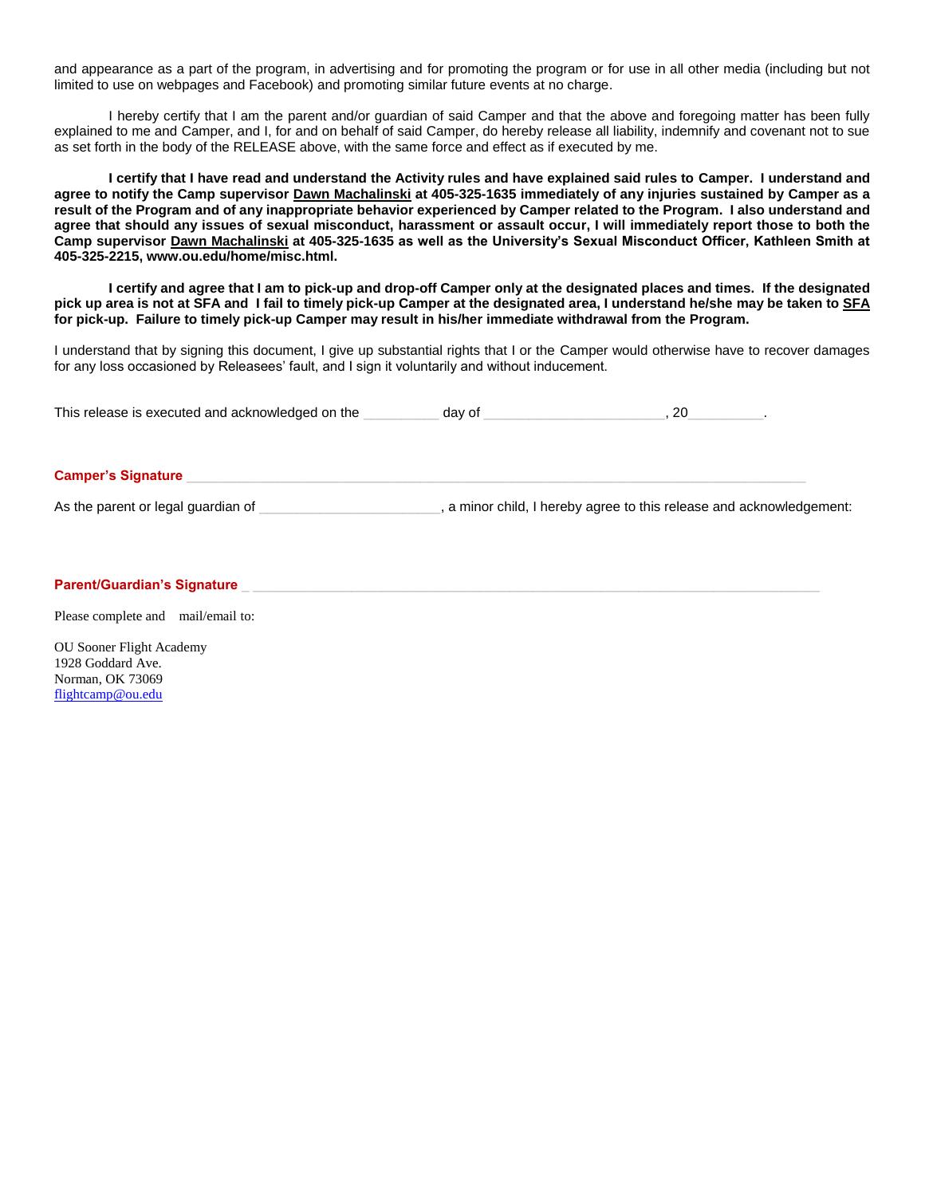and appearance as a part of the program, in advertising and for promoting the program or for use in all other media (including but not limited to use on webpages and Facebook) and promoting similar future events at no charge.

I hereby certify that I am the parent and/or guardian of said Camper and that the above and foregoing matter has been fully explained to me and Camper, and I, for and on behalf of said Camper, do hereby release all liability, indemnify and covenant not to sue as set forth in the body of the RELEASE above, with the same force and effect as if executed by me.

**I certify that I have read and understand the Activity rules and have explained said rules to Camper. I understand and agree to notify the Camp supervisor <u>Dawn Machalinski</u> at 405-325-1635 immediately of any injuries sustained by Camper as a result of the Program and of any inappropriate behavior experienced by Camper related to the Program. I also understand and agree that should any issues of sexual misconduct, harassment or assault occur, I will immediately report those to both the Camp supervisor <u>Dawn Machalinski</u> at 405-325-1635 as well as the University's Sexual Misconduct Officer, Kathleen Smith at 405-325-2215, www.ou.edu/home/misc.html.**

**I certify and agree that I am to pick-up and drop-off Camper only at the designated places and times. If the designated pick up area is not at SFA and I fail to timely pick-up Camper at the designated area, I understand he/she may be taken to <u>SFA</u> for pick-up. Failure to timely pick-up Camper may result in his/her immediate withdrawal from the Program.**

I understand that by signing this document, I give up substantial rights that I or the Camper would otherwise have to recover damages for any loss occasioned by Releasees' fault, and I sign it voluntarily and without inducement.

This release is executed and acknowledged on the __________ day of ________________________, 20__________.

**Camper's Signature** ________________________________________________________________________________

As the parent or legal guardian of ________________________, a minor child, I hereby agree to this release and acknowledgement:

**Parent/Guardian's Signature** _ ________________________________________________________________________

Please complete and mail/email to:

OU Sooner Flight Academy
1928 Goddard Ave.
Norman, OK 73069
flightcamp@ou.edu